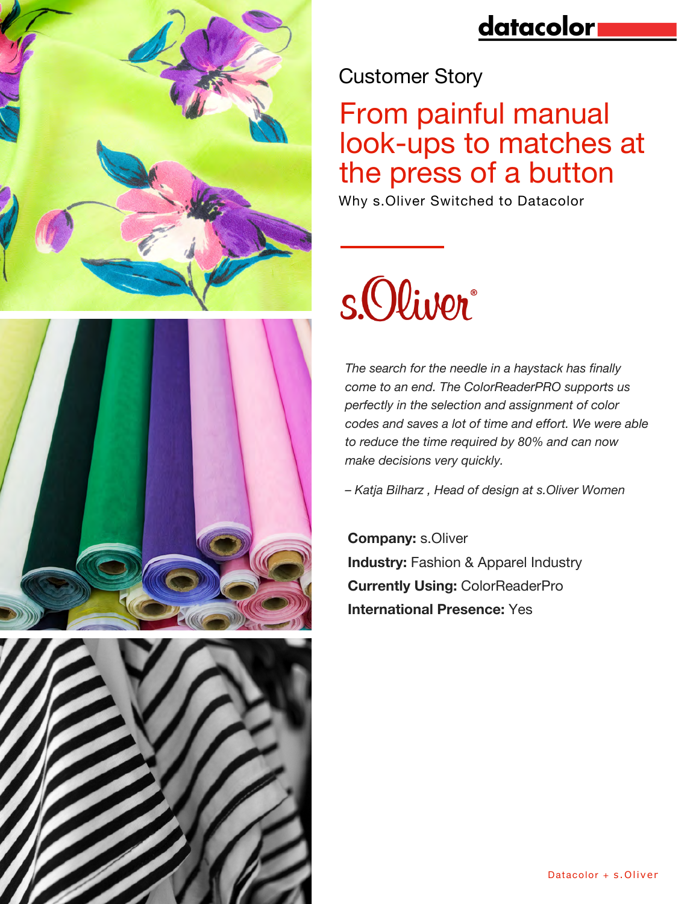Customer Story

# From painful manual look-ups to matches at the press of a button

Why s.Oliver Switched to Datacolor

*The search for the needle in a haystack has finally come to an end. The ColorReaderPRO supports us perfectly in the selection and assignment of color codes and saves a lot of time and effort. We were able to reduce the time required by 80% and can now make decisions very quickly.*

*– Katja Bilharz , Head of design at s.Oliver Women*

**Company:** s.Oliver
**Industry:** Fashion & Apparel Industry
**Currently Using:** ColorReaderPro
**International Presence:** Yes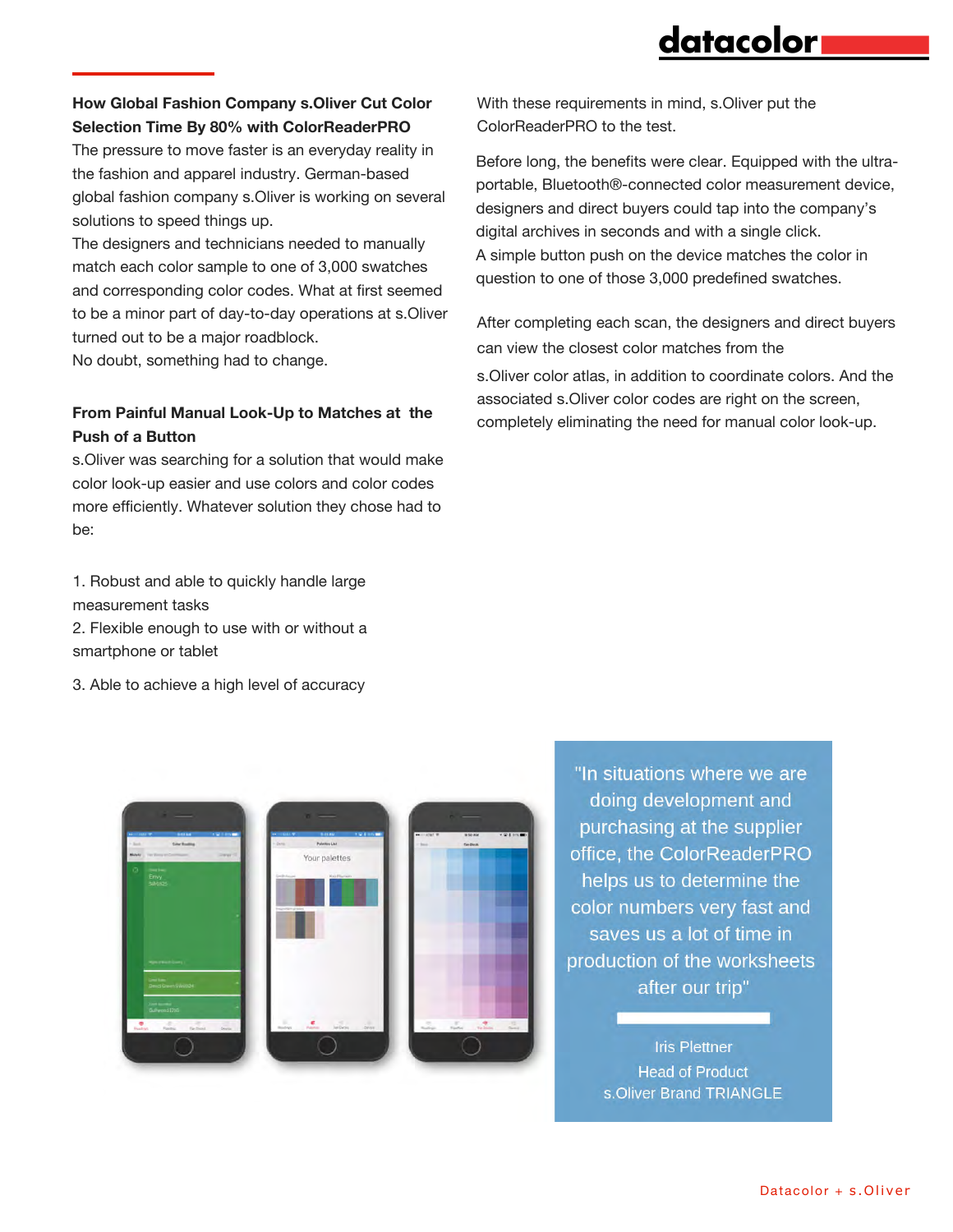**How Global Fashion Company s.Oliver Cut Color Selection Time By 80% with ColorReaderPRO**

The pressure to move faster is an everyday reality in the fashion and apparel industry. German-based global fashion company s.Oliver is working on several solutions to speed things up.

The designers and technicians needed to manually match each color sample to one of 3,000 swatches and corresponding color codes. What at first seemed to be a minor part of day-to-day operations at s.Oliver turned out to be a major roadblock.

No doubt, something had to change.

**From Painful Manual Look-Up to Matches at the Push of a Button**

s.Oliver was searching for a solution that would make color look-up easier and use colors and color codes more efficiently. Whatever solution they chose had to be:

1. Robust and able to quickly handle large measurement tasks
2. Flexible enough to use with or without a smartphone or tablet
3. Able to achieve a high level of accuracy

With these requirements in mind, s.Oliver put the ColorReaderPRO to the test.

Before long, the benefits were clear. Equipped with the ultra-portable, Bluetooth®-connected color measurement device, designers and direct buyers could tap into the company's digital archives in seconds and with a single click.

A simple button push on the device matches the color in question to one of those 3,000 predefined swatches.

After completing each scan, the designers and direct buyers can view the closest color matches from the s.Oliver color atlas, in addition to coordinate colors. And the associated s.Oliver color codes are right on the screen, completely eliminating the need for manual color look-up.

"In situations where we are doing development and purchasing at the supplier office, the ColorReaderPRO helps us to determine the color numbers very fast and saves us a lot of time in production of the worksheets after our trip"

Iris Plettner
Head of Product
s.Oliver Brand TRIANGLE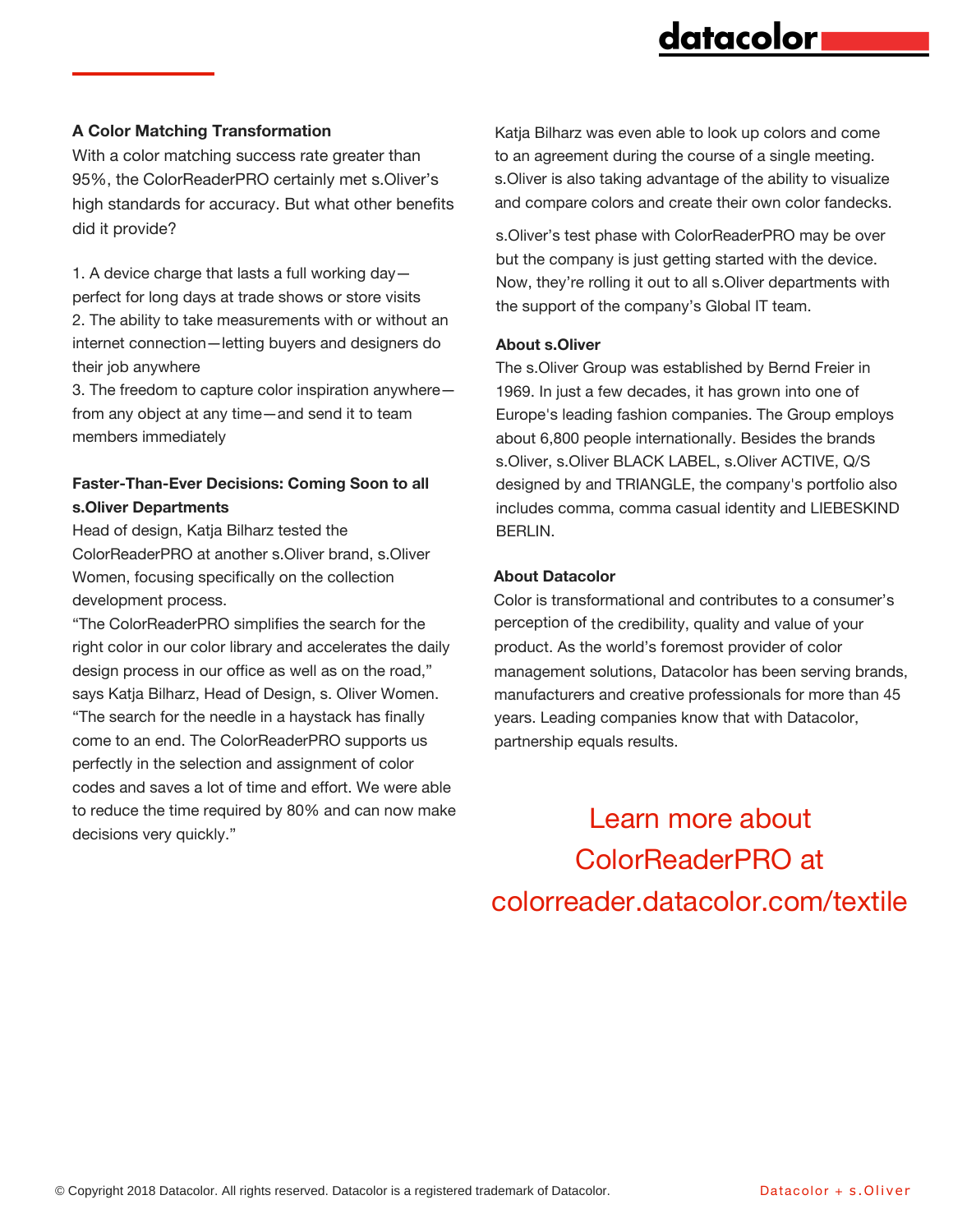### A Color Matching Transformation

With a color matching success rate greater than 95%, the ColorReaderPRO certainly met s.Oliver's high standards for accuracy. But what other benefits did it provide?

1. A device charge that lasts a full working day—perfect for long days at trade shows or store visits
2. The ability to take measurements with or without an internet connection—letting buyers and designers do their job anywhere
3. The freedom to capture color inspiration anywhere—from any object at any time—and send it to team members immediately

### Faster-Than-Ever Decisions: Coming Soon to all s.Oliver Departments

Head of design, Katja Bilharz tested the ColorReaderPRO at another s.Oliver brand, s.Oliver Women, focusing specifically on the collection development process.

"The ColorReaderPRO simplifies the search for the right color in our color library and accelerates the daily design process in our office as well as on the road," says Katja Bilharz, Head of Design, s. Oliver Women. "The search for the needle in a haystack has finally come to an end. The ColorReaderPRO supports us perfectly in the selection and assignment of color codes and saves a lot of time and effort. We were able to reduce the time required by 80% and can now make decisions very quickly."

Katja Bilharz was even able to look up colors and come to an agreement during the course of a single meeting. s.Oliver is also taking advantage of the ability to visualize and compare colors and create their own color fandecks.

s.Oliver's test phase with ColorReaderPRO may be over but the company is just getting started with the device. Now, they're rolling it out to all s.Oliver departments with the support of the company's Global IT team.

### About s.Oliver

The s.Oliver Group was established by Bernd Freier in 1969. In just a few decades, it has grown into one of Europe's leading fashion companies. The Group employs about 6,800 people internationally. Besides the brands s.Oliver, s.Oliver BLACK LABEL, s.Oliver ACTIVE, Q/S designed by and TRIANGLE, the company's portfolio also includes comma, comma casual identity and LIEBESKIND BERLIN.

### About Datacolor

Color is transformational and contributes to a consumer's perception of the credibility, quality and value of your product. As the world's foremost provider of color management solutions, Datacolor has been serving brands, manufacturers and creative professionals for more than 45 years. Leading companies know that with Datacolor, partnership equals results.

Learn more about ColorReaderPRO at colorreader.datacolor.com/textile

© Copyright 2018 Datacolor. All rights reserved. Datacolor is a registered trademark of Datacolor.